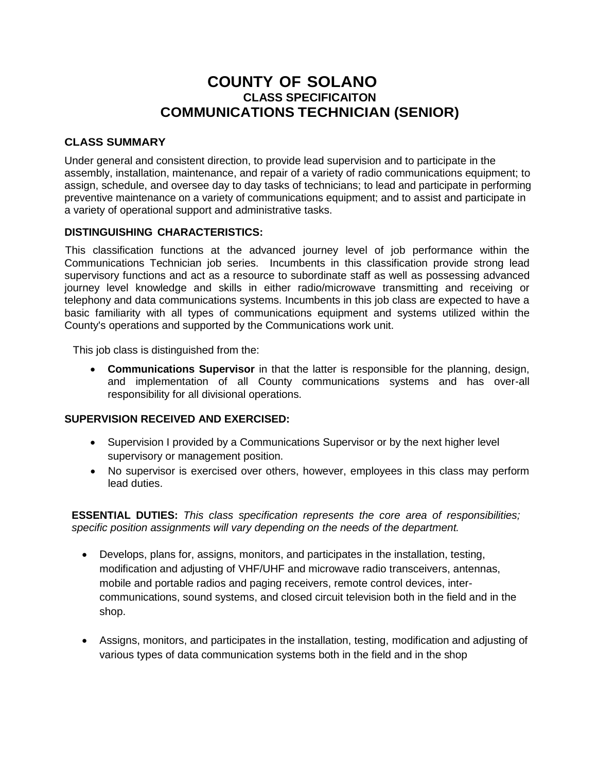# COUNTY OF SOLANO

## CLASS SPECIFICAITON

## COMMUNICATIONS TECHNICIAN (SENIOR)

### CLASS SUMMARY

Under general and consistent direction, to provide lead supervision and to participate in the assembly, installation, maintenance, and repair of a variety of radio communications equipment; to assign, schedule, and oversee day to day tasks of technicians; to lead and participate in performing preventive maintenance on a variety of communications equipment; and to assist and participate in a variety of operational support and administrative tasks.

### DISTINGUISHING CHARACTERISTICS:

This classification functions at the advanced journey level of job performance within the Communications Technician job series. Incumbents in this classification provide strong lead supervisory functions and act as a resource to subordinate staff as well as possessing advanced journey level knowledge and skills in either radio/microwave transmitting and receiving or telephony and data communications systems. Incumbents in this job class are expected to have a basic familiarity with all types of communications equipment and systems utilized within the County's operations and supported by the Communications work unit.

This job class is distinguished from the:

- **Communications Supervisor** in that the latter is responsible for the planning, design, and implementation of all County communications systems and has over-all responsibility for all divisional operations.

### SUPERVISION RECEIVED AND EXERCISED:

- Supervision I provided by a Communications Supervisor or by the next higher level supervisory or management position.
- No supervisor is exercised over others, however, employees in this class may perform lead duties.

**ESSENTIAL DUTIES:** *This class specification represents the core area of responsibilities; specific position assignments will vary depending on the needs of the department.*

- Develops, plans for, assigns, monitors, and participates in the installation, testing, modification and adjusting of VHF/UHF and microwave radio transceivers, antennas, mobile and portable radios and paging receivers, remote control devices, inter-communications, sound systems, and closed circuit television both in the field and in the shop.

- Assigns, monitors, and participates in the installation, testing, modification and adjusting of various types of data communication systems both in the field and in the shop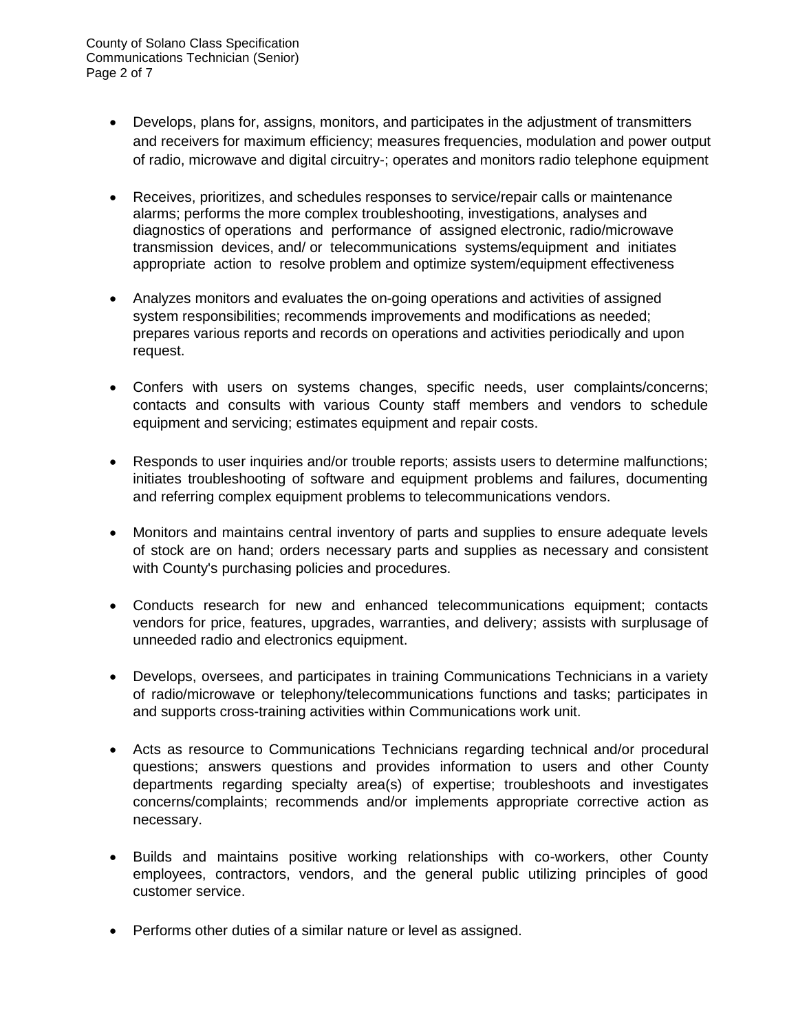- Develops, plans for, assigns, monitors, and participates in the adjustment of transmitters and receivers for maximum efficiency; measures frequencies, modulation and power output of radio, microwave and digital circuitry-; operates and monitors radio telephone equipment

- Receives, prioritizes, and schedules responses to service/repair calls or maintenance alarms; performs the more complex troubleshooting, investigations, analyses and diagnostics of operations and performance of assigned electronic, radio/microwave transmission devices, and/ or telecommunications systems/equipment and initiates appropriate action to resolve problem and optimize system/equipment effectiveness

- Analyzes monitors and evaluates the on-going operations and activities of assigned system responsibilities; recommends improvements and modifications as needed; prepares various reports and records on operations and activities periodically and upon request.

- Confers with users on systems changes, specific needs, user complaints/concerns; contacts and consults with various County staff members and vendors to schedule equipment and servicing; estimates equipment and repair costs.

- Responds to user inquiries and/or trouble reports; assists users to determine malfunctions; initiates troubleshooting of software and equipment problems and failures, documenting and referring complex equipment problems to telecommunications vendors.

- Monitors and maintains central inventory of parts and supplies to ensure adequate levels of stock are on hand; orders necessary parts and supplies as necessary and consistent with County's purchasing policies and procedures.

- Conducts research for new and enhanced telecommunications equipment; contacts vendors for price, features, upgrades, warranties, and delivery; assists with surplusage of unneeded radio and electronics equipment.

- Develops, oversees, and participates in training Communications Technicians in a variety of radio/microwave or telephony/telecommunications functions and tasks; participates in and supports cross-training activities within Communications work unit.

- Acts as resource to Communications Technicians regarding technical and/or procedural questions; answers questions and provides information to users and other County departments regarding specialty area(s) of expertise; troubleshoots and investigates concerns/complaints; recommends and/or implements appropriate corrective action as necessary.

- Builds and maintains positive working relationships with co-workers, other County employees, contractors, vendors, and the general public utilizing principles of good customer service.

- Performs other duties of a similar nature or level as assigned.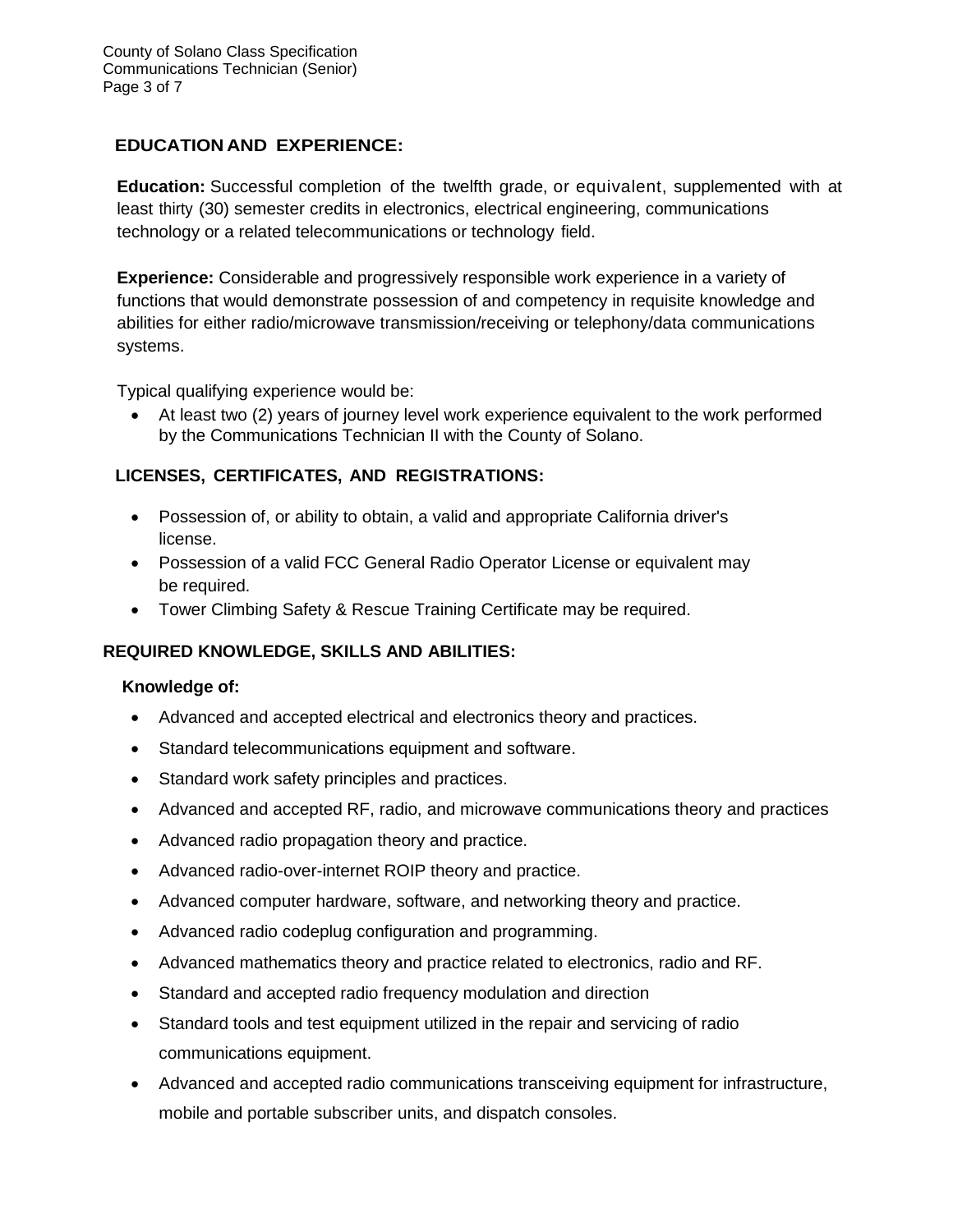## EDUCATION AND EXPERIENCE:

**Education:** Successful completion of the twelfth grade, or equivalent, supplemented with at least thirty (30) semester credits in electronics, electrical engineering, communications technology or a related telecommunications or technology field.

**Experience:** Considerable and progressively responsible work experience in a variety of functions that would demonstrate possession of and competency in requisite knowledge and abilities for either radio/microwave transmission/receiving or telephony/data communications systems.

Typical qualifying experience would be:

- At least two (2) years of journey level work experience equivalent to the work performed by the Communications Technician II with the County of Solano.

## LICENSES, CERTIFICATES, AND REGISTRATIONS:

- Possession of, or ability to obtain, a valid and appropriate California driver's license.
- Possession of a valid FCC General Radio Operator License or equivalent may be required.
- Tower Climbing Safety & Rescue Training Certificate may be required.

## REQUIRED KNOWLEDGE, SKILLS AND ABILITIES:

**Knowledge of:**

- Advanced and accepted electrical and electronics theory and practices.
- Standard telecommunications equipment and software.
- Standard work safety principles and practices.
- Advanced and accepted RF, radio, and microwave communications theory and practices
- Advanced radio propagation theory and practice.
- Advanced radio-over-internet ROIP theory and practice.
- Advanced computer hardware, software, and networking theory and practice.
- Advanced radio codeplug configuration and programming.
- Advanced mathematics theory and practice related to electronics, radio and RF.
- Standard and accepted radio frequency modulation and direction
- Standard tools and test equipment utilized in the repair and servicing of radio communications equipment.
- Advanced and accepted radio communications transceiving equipment for infrastructure, mobile and portable subscriber units, and dispatch consoles.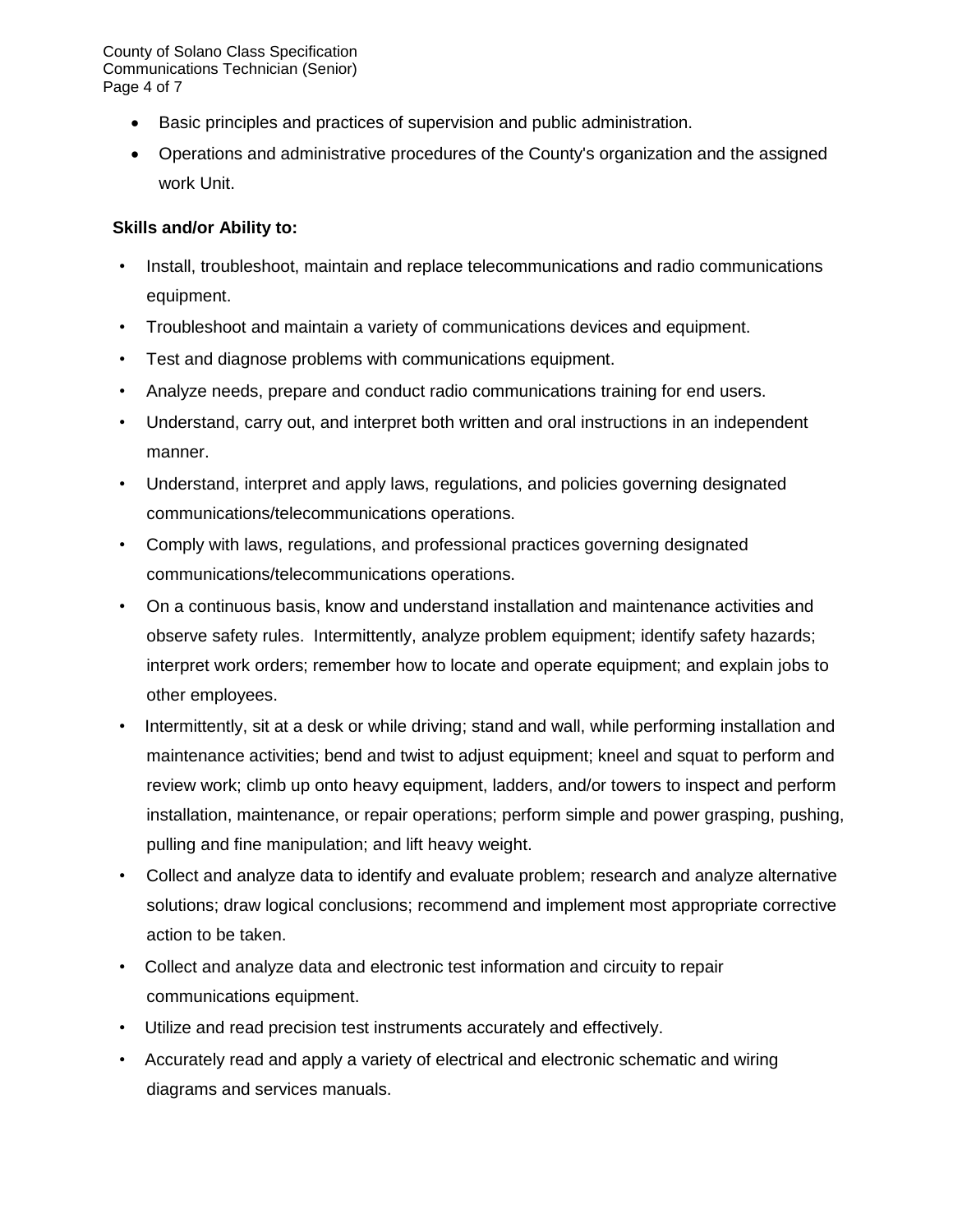- Basic principles and practices of supervision and public administration.
- Operations and administrative procedures of the County's organization and the assigned work Unit.

**Skills and/or Ability to:**

- Install, troubleshoot, maintain and replace telecommunications and radio communications equipment.
- Troubleshoot and maintain a variety of communications devices and equipment.
- Test and diagnose problems with communications equipment.
- Analyze needs, prepare and conduct radio communications training for end users.
- Understand, carry out, and interpret both written and oral instructions in an independent manner.
- Understand, interpret and apply laws, regulations, and policies governing designated communications/telecommunications operations.
- Comply with laws, regulations, and professional practices governing designated communications/telecommunications operations.
- On a continuous basis, know and understand installation and maintenance activities and observe safety rules. Intermittently, analyze problem equipment; identify safety hazards; interpret work orders; remember how to locate and operate equipment; and explain jobs to other employees.
- Intermittently, sit at a desk or while driving; stand and wall, while performing installation and maintenance activities; bend and twist to adjust equipment; kneel and squat to perform and review work; climb up onto heavy equipment, ladders, and/or towers to inspect and perform installation, maintenance, or repair operations; perform simple and power grasping, pushing, pulling and fine manipulation; and lift heavy weight.
- Collect and analyze data to identify and evaluate problem; research and analyze alternative solutions; draw logical conclusions; recommend and implement most appropriate corrective action to be taken.
- Collect and analyze data and electronic test information and circuity to repair communications equipment.
- Utilize and read precision test instruments accurately and effectively.
- Accurately read and apply a variety of electrical and electronic schematic and wiring diagrams and services manuals.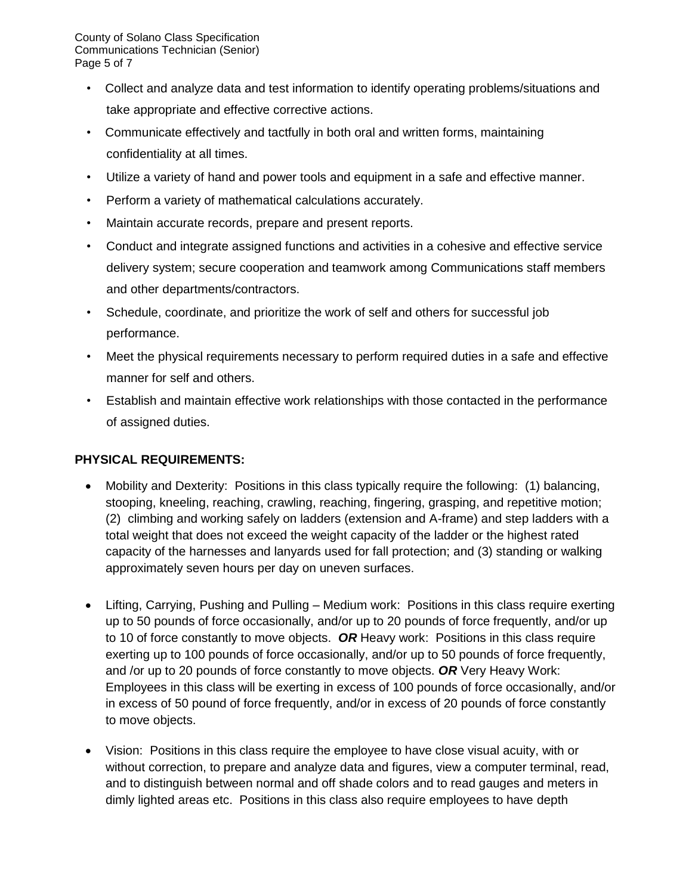- Collect and analyze data and test information to identify operating problems/situations and take appropriate and effective corrective actions.
- Communicate effectively and tactfully in both oral and written forms, maintaining confidentiality at all times.
- Utilize a variety of hand and power tools and equipment in a safe and effective manner.
- Perform a variety of mathematical calculations accurately.
- Maintain accurate records, prepare and present reports.
- Conduct and integrate assigned functions and activities in a cohesive and effective service delivery system; secure cooperation and teamwork among Communications staff members and other departments/contractors.
- Schedule, coordinate, and prioritize the work of self and others for successful job performance.
- Meet the physical requirements necessary to perform required duties in a safe and effective manner for self and others.
- Establish and maintain effective work relationships with those contacted in the performance of assigned duties.

**PHYSICAL REQUIREMENTS:**

- Mobility and Dexterity: Positions in this class typically require the following: (1) balancing, stooping, kneeling, reaching, crawling, reaching, fingering, grasping, and repetitive motion; (2) climbing and working safely on ladders (extension and A-frame) and step ladders with a total weight that does not exceed the weight capacity of the ladder or the highest rated capacity of the harnesses and lanyards used for fall protection; and (3) standing or walking approximately seven hours per day on uneven surfaces.

- Lifting, Carrying, Pushing and Pulling – Medium work: Positions in this class require exerting up to 50 pounds of force occasionally, and/or up to 20 pounds of force frequently, and/or up to 10 of force constantly to move objects. ***OR*** Heavy work: Positions in this class require exerting up to 100 pounds of force occasionally, and/or up to 50 pounds of force frequently, and /or up to 20 pounds of force constantly to move objects. ***OR*** Very Heavy Work: Employees in this class will be exerting in excess of 100 pounds of force occasionally, and/or in excess of 50 pound of force frequently, and/or in excess of 20 pounds of force constantly to move objects.

- Vision: Positions in this class require the employee to have close visual acuity, with or without correction, to prepare and analyze data and figures, view a computer terminal, read, and to distinguish between normal and off shade colors and to read gauges and meters in dimly lighted areas etc. Positions in this class also require employees to have depth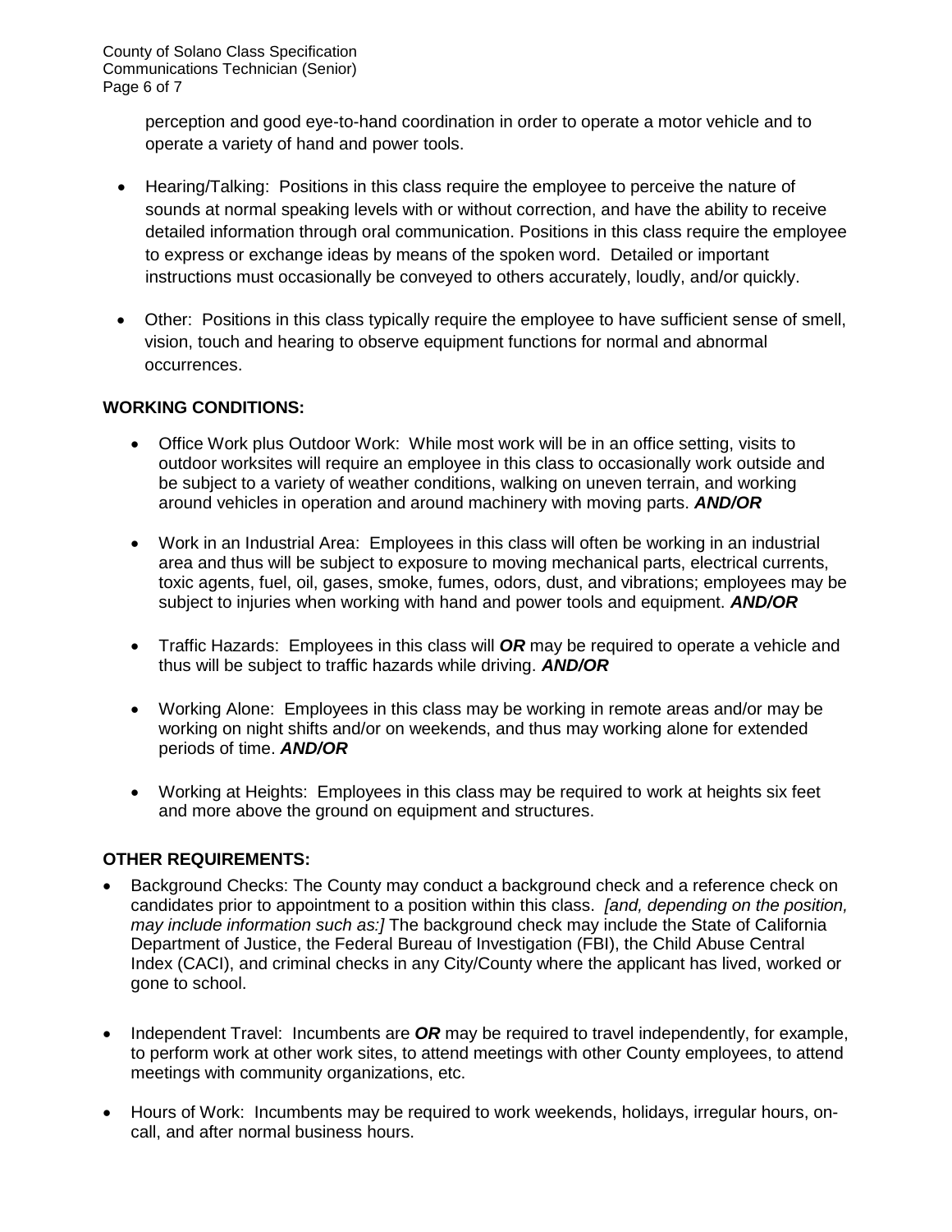perception and good eye-to-hand coordination in order to operate a motor vehicle and to operate a variety of hand and power tools.

- Hearing/Talking: Positions in this class require the employee to perceive the nature of sounds at normal speaking levels with or without correction, and have the ability to receive detailed information through oral communication. Positions in this class require the employee to express or exchange ideas by means of the spoken word. Detailed or important instructions must occasionally be conveyed to others accurately, loudly, and/or quickly.
- Other: Positions in this class typically require the employee to have sufficient sense of smell, vision, touch and hearing to observe equipment functions for normal and abnormal occurrences.

**WORKING CONDITIONS:**

- Office Work plus Outdoor Work: While most work will be in an office setting, visits to outdoor worksites will require an employee in this class to occasionally work outside and be subject to a variety of weather conditions, walking on uneven terrain, and working around vehicles in operation and around machinery with moving parts. ***AND/OR***
- Work in an Industrial Area: Employees in this class will often be working in an industrial area and thus will be subject to exposure to moving mechanical parts, electrical currents, toxic agents, fuel, oil, gases, smoke, fumes, odors, dust, and vibrations; employees may be subject to injuries when working with hand and power tools and equipment. ***AND/OR***
- Traffic Hazards: Employees in this class will ***OR*** may be required to operate a vehicle and thus will be subject to traffic hazards while driving. ***AND/OR***
- Working Alone: Employees in this class may be working in remote areas and/or may be working on night shifts and/or on weekends, and thus may working alone for extended periods of time. ***AND/OR***
- Working at Heights: Employees in this class may be required to work at heights six feet and more above the ground on equipment and structures.

**OTHER REQUIREMENTS:**

- Background Checks: The County may conduct a background check and a reference check on candidates prior to appointment to a position within this class. *[and, depending on the position, may include information such as:]* The background check may include the State of California Department of Justice, the Federal Bureau of Investigation (FBI), the Child Abuse Central Index (CACI), and criminal checks in any City/County where the applicant has lived, worked or gone to school.
- Independent Travel: Incumbents are ***OR*** may be required to travel independently, for example, to perform work at other work sites, to attend meetings with other County employees, to attend meetings with community organizations, etc.
- Hours of Work: Incumbents may be required to work weekends, holidays, irregular hours, on-call, and after normal business hours.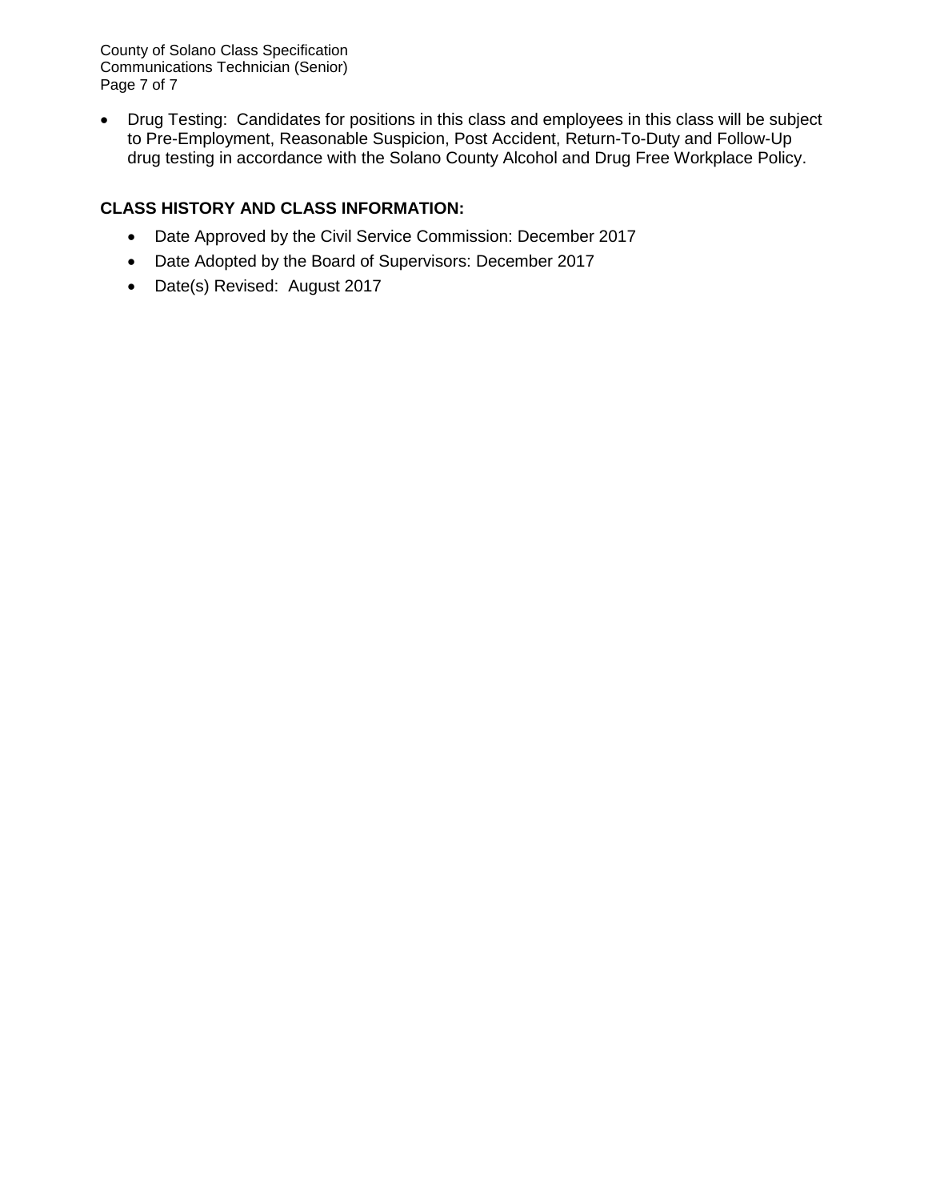- Drug Testing: Candidates for positions in this class and employees in this class will be subject to Pre-Employment, Reasonable Suspicion, Post Accident, Return-To-Duty and Follow-Up drug testing in accordance with the Solano County Alcohol and Drug Free Workplace Policy.

**CLASS HISTORY AND CLASS INFORMATION:**

- Date Approved by the Civil Service Commission: December 2017
- Date Adopted by the Board of Supervisors: December 2017
- Date(s) Revised: August 2017